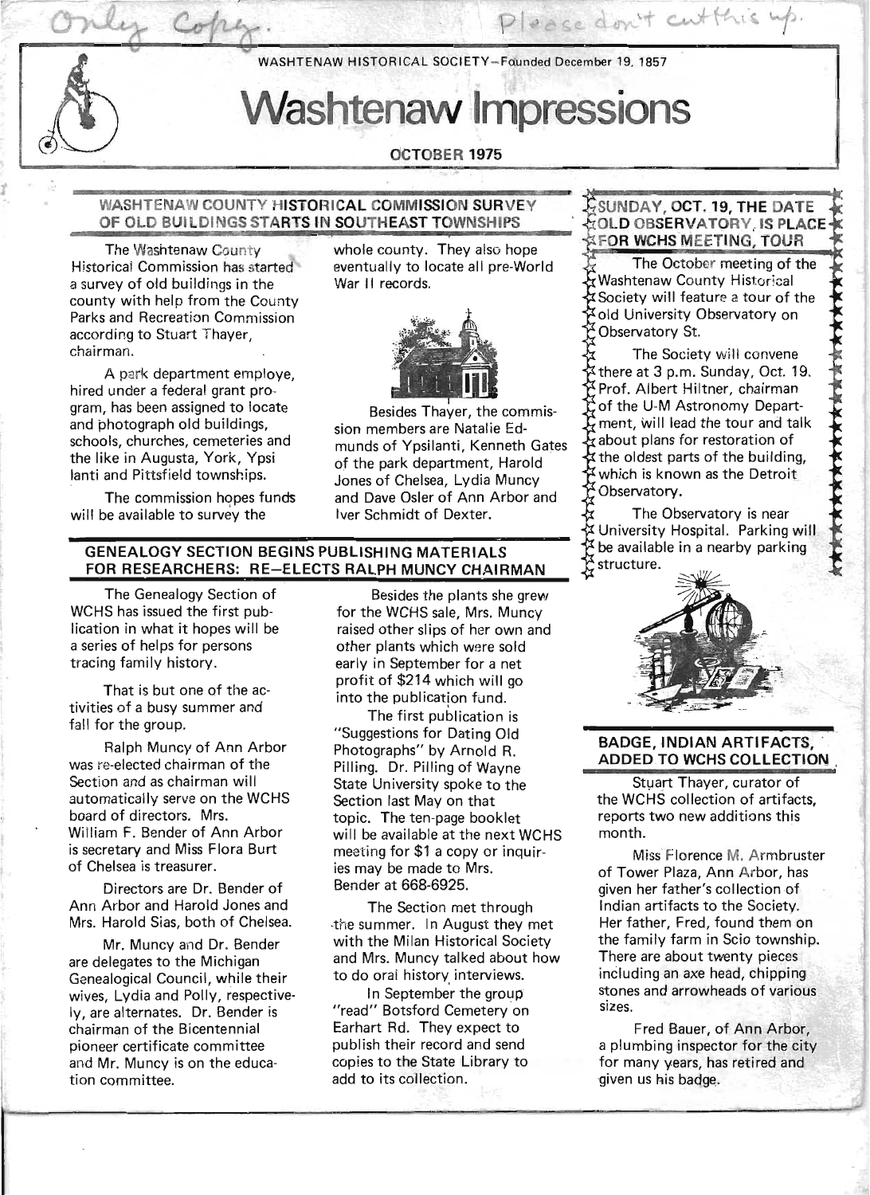Only Copy. Please don't cut this up.

WASHTENAW HISTORICAL SOCIETY—Founded December 19, 1857

# Washtenaw Impressions

OCTOBER 1975

## WASHTENAW COUNTY HISTORICAL COMMISSION SURVEY OF OLD BUILDINGS STARTS IN SOUTHEAST TOWNSHIPS

The Washtenaw County Historical Commission has started a survey of old buildings in the county with help from the County Parks and Recreation Commission according to Stuart Thayer, chairman.

A park department employe, hired under a federal grant program, has been assigned to locate and photograph old buildings, schools, churches, cemeteries and the like in Augusta, York, Ypsilanti and Pittsfield townships.

The commission hopes funds will be available to survey the whole county. They also hope eventually to locate all pre-World War II records.

Besides Thayer, the commission members are Natalie Edmunds of Ypsilanti, Kenneth Gates of the park department, Harold Jones of Chelsea, Lydia Muncy and Dave Osler of Ann Arbor and Iver Schmidt of Dexter.

## GENEALOGY SECTION BEGINS PUBLISHING MATERIALS FOR RESEARCHERS: RE-ELECTS RALPH MUNCY CHAIRMAN

The Genealogy Section of WCHS has issued the first publication in what it hopes will be a series of helps for persons tracing family history.

That is but one of the activities of a busy summer and fall for the group.

Ralph Muncy of Ann Arbor was re-elected chairman of the Section and as chairman will automatically serve on the WCHS board of directors. Mrs. William F. Bender of Ann Arbor is secretary and Miss Flora Burt of Chelsea is treasurer.

Directors are Dr. Bender of Ann Arbor and Harold Jones and Mrs. Harold Sias, both of Chelsea.

Mr. Muncy and Dr. Bender are delegates to the Michigan Genealogical Council, while their wives, Lydia and Polly, respectively, are alternates. Dr. Bender is chairman of the Bicentennial pioneer certificate committee and Mr. Muncy is on the education committee.

Besides the plants she grew for the WCHS sale, Mrs. Muncy raised other slips of her own and other plants which were sold early in September for a net profit of $214 which will go into the publication fund.

The first publication is "Suggestions for Dating Old Photographs" by Arnold R. Pilling. Dr. Pilling of Wayne State University spoke to the Section last May on that topic. The ten-page booklet will be available at the next WCHS meeting for $1 a copy or inquiries may be made to Mrs. Bender at 668-6925.

The Section met through the summer. In August they met with the Milan Historical Society and Mrs. Muncy talked about how to do oral history interviews.

In September the group "read" Botsford Cemetery on Earhart Rd. They expect to publish their record and send copies to the State Library to add to its collection.

## SUNDAY, OCT. 19, THE DATE OLD OBSERVATORY, IS PLACE FOR WCHS MEETING, TOUR

The October meeting of the Washtenaw County Historical Society will feature a tour of the old University Observatory on Observatory St.

The Society will convene there at 3 p.m. Sunday, Oct. 19. Prof. Albert Hiltner, chairman of the U-M Astronomy Department, will lead the tour and talk about plans for restoration of the oldest parts of the building, which is known as the Detroit Observatory.

The Observatory is near University Hospital. Parking will be available in a nearby parking structure.

## BADGE, INDIAN ARTIFACTS, ADDED TO WCHS COLLECTION

Stuart Thayer, curator of the WCHS collection of artifacts, reports two new additions this month.

Miss Florence M. Armbruster of Tower Plaza, Ann Arbor, has given her father's collection of Indian artifacts to the Society. Her father, Fred, found them on the family farm in Scio township. There are about twenty pieces including an axe head, chipping stones and arrowheads of various sizes.

Fred Bauer, of Ann Arbor, a plumbing inspector for the city for many years, has retired and given us his badge.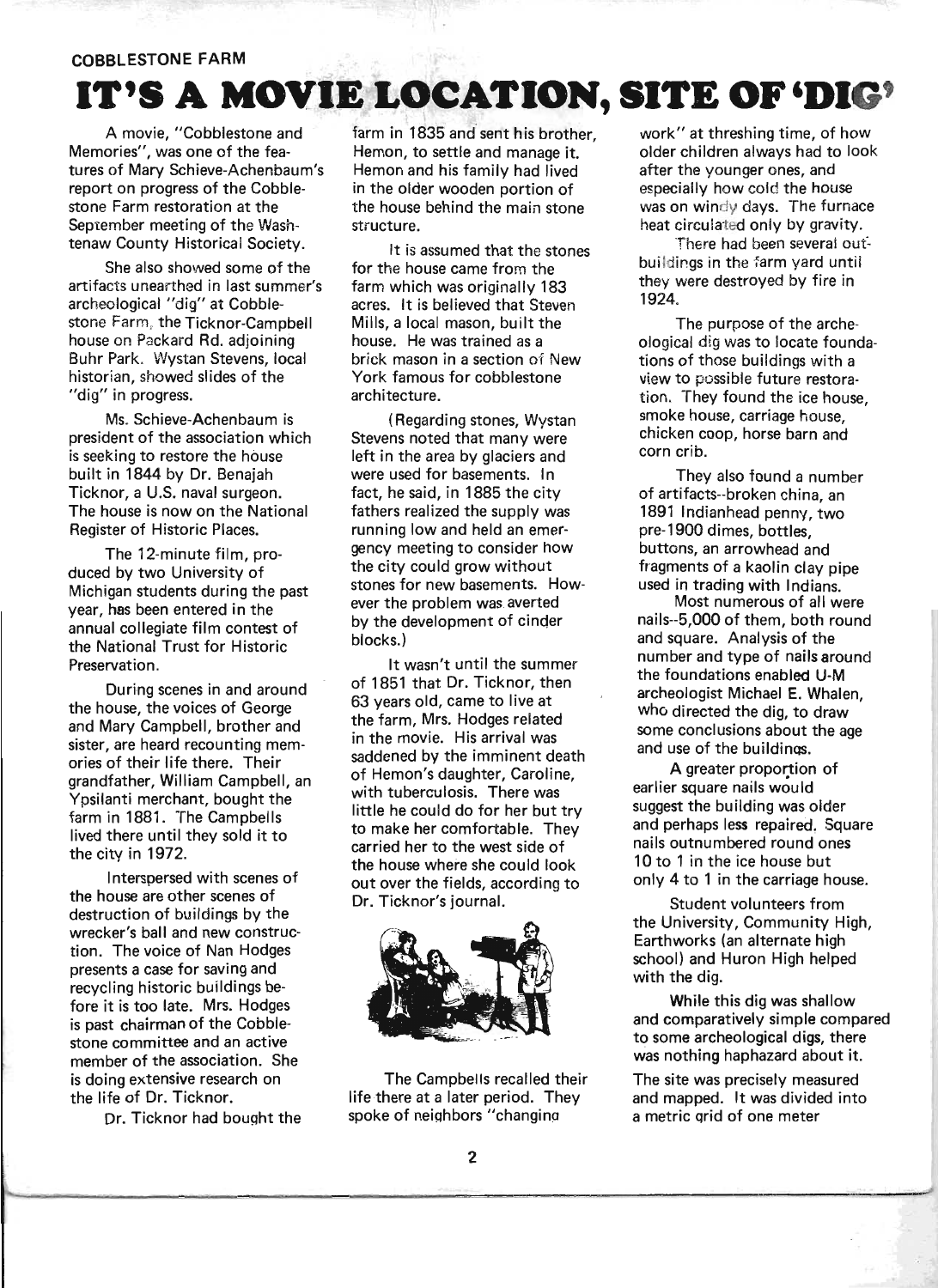COBBLESTONE FARM

# IT'S A MOVIE LOCATION, SITE OF 'DIG'

A movie, "Cobblestone and Memories", was one of the features of Mary Schieve-Achenbaum's report on progress of the Cobblestone Farm restoration at the September meeting of the Washtenaw County Historical Society.

She also showed some of the artifacts unearthed in last summer's archeological "dig" at Cobblestone Farm, the Ticknor-Campbell house on Packard Rd. adjoining Buhr Park. Wystan Stevens, local historian, showed slides of the "dig" in progress.

Ms. Schieve-Achenbaum is president of the association which is seeking to restore the house built in 1844 by Dr. Benajah Ticknor, a U.S. naval surgeon. The house is now on the National Register of Historic Places.

The 12-minute film, produced by two University of Michigan students during the past year, has been entered in the annual collegiate film contest of the National Trust for Historic Preservation.

During scenes in and around the house, the voices of George and Mary Campbell, brother and sister, are heard recounting memories of their life there. Their grandfather, William Campbell, an Ypsilanti merchant, bought the farm in 1881. The Campbells lived there until they sold it to the city in 1972.

Interspersed with scenes of the house are other scenes of destruction of buildings by the wrecker's ball and new construction. The voice of Nan Hodges presents a case for saving and recycling historic buildings before it is too late. Mrs. Hodges is past chairman of the Cobblestone committee and an active member of the association. She is doing extensive research on the life of Dr. Ticknor.

Dr. Ticknor had bought the farm in 1835 and sent his brother, Hemon, to settle and manage it. Hemon and his family had lived in the older wooden portion of the house behind the main stone structure.

It is assumed that the stones for the house came from the farm which was originally 183 acres. It is believed that Steven Mills, a local mason, built the house. He was trained as a brick mason in a section of New York famous for cobblestone architecture.

(Regarding stones, Wystan Stevens noted that many were left in the area by glaciers and were used for basements. In fact, he said, in 1885 the city fathers realized the supply was running low and held an emergency meeting to consider how the city could grow without stones for new basements. However the problem was averted by the development of cinder blocks.)

It wasn't until the summer of 1851 that Dr. Ticknor, then 63 years old, came to live at the farm, Mrs. Hodges related in the movie. His arrival was saddened by the imminent death of Hemon's daughter, Caroline, with tuberculosis. There was little he could do for her but try to make her comfortable. They carried her to the west side of the house where she could look out over the fields, according to Dr. Ticknor's journal.

The Campbells recalled their life there at a later period. They spoke of neighbors "changing work" at threshing time, of how older children always had to look after the younger ones, and especially how cold the house was on windy days. The furnace heat circulated only by gravity.

There had been several outbuildings in the farm yard until they were destroyed by fire in 1924.

The purpose of the archeological dig was to locate foundations of those buildings with a view to possible future restoration. They found the ice house, smoke house, carriage house, chicken coop, horse barn and corn crib.

They also found a number of artifacts--broken china, an 1891 Indianhead penny, two pre-1900 dimes, bottles, buttons, an arrowhead and fragments of a kaolin clay pipe used in trading with Indians.

Most numerous of all were nails--5,000 of them, both round and square. Analysis of the number and type of nails around the foundations enabled U-M archeologist Michael E. Whalen, who directed the dig, to draw some conclusions about the age and use of the buildings.

A greater proportion of earlier square nails would suggest the building was older and perhaps less repaired. Square nails outnumbered round ones 10 to 1 in the ice house but only 4 to 1 in the carriage house.

Student volunteers from the University, Community High, Earthworks (an alternate high school) and Huron High helped with the dig.

While this dig was shallow and comparatively simple compared to some archeological digs, there was nothing haphazard about it.

The site was precisely measured and mapped. It was divided into a metric grid of one meter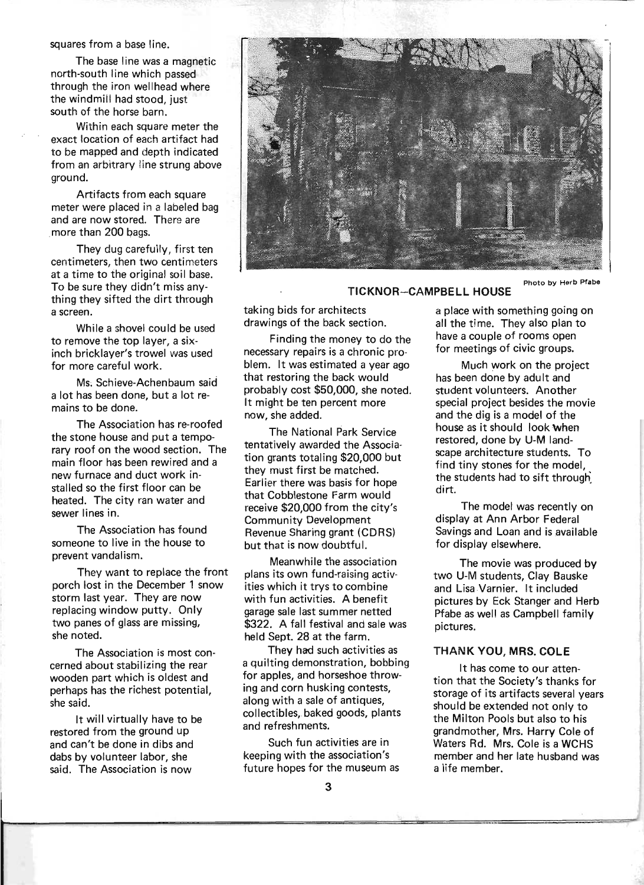squares from a base line.

The base line was a magnetic north-south line which passed through the iron wellhead where the windmill had stood, just south of the horse barn.

Within each square meter the exact location of each artifact had to be mapped and depth indicated from an arbitrary line strung above ground.

Artifacts from each square meter were placed in a labeled bag and are now stored. There are more than 200 bags.

They dug carefully, first ten centimeters, then two centimeters at a time to the original soil base. To be sure they didn't miss anything they sifted the dirt through a screen.

While a shovel could be used to remove the top layer, a six-inch bricklayer's trowel was used for more careful work.

Ms. Schieve-Achenbaum said a lot has been done, but a lot remains to be done.

The Association has re-roofed the stone house and put a temporary roof on the wood section. The main floor has been rewired and a new furnace and duct work installed so the first floor can be heated. The city ran water and sewer lines in.

The Association has found someone to live in the house to prevent vandalism.

They want to replace the front porch lost in the December 1 snow storm last year. They are now replacing window putty. Only two panes of glass are missing, she noted.

The Association is most concerned about stabilizing the rear wooden part which is oldest and perhaps has the richest potential, she said.

It will virtually have to be restored from the ground up and can't be done in dibs and dabs by volunteer labor, she said. The Association is now taking bids for architects drawings of the back section.

Finding the money to do the necessary repairs is a chronic problem. It was estimated a year ago that restoring the back would probably cost $50,000, she noted. It might be ten percent more now, she added.

The National Park Service tentatively awarded the Association grants totaling $20,000 but they must first be matched. Earlier there was basis for hope that Cobblestone Farm would receive $20,000 from the city's Community Development Revenue Sharing grant (CDRS) but that is now doubtful.

Meanwhile the association plans its own fund-raising activities which it trys to combine with fun activities. A benefit garage sale last summer netted $322. A fall festival and sale was held Sept. 28 at the farm.

They had such activities as a quilting demonstration, bobbing for apples, and horseshoe throwing and corn husking contests, along with a sale of antiques, collectibles, baked goods, plants and refreshments.

Such fun activities are in keeping with the association's future hopes for the museum as a place with something going on all the time. They also plan to have a couple of rooms open for meetings of civic groups.

Much work on the project has been done by adult and student volunteers. Another special project besides the movie and the dig is a model of the house as it should look when restored, done by U-M landscape architecture students. To find tiny stones for the model, the students had to sift through dirt.

The model was recently on display at Ann Arbor Federal Savings and Loan and is available for display elsewhere.

The movie was produced by two U-M students, Clay Bauske and Lisa Varnier. It included pictures by Eck Stanger and Herb Pfabe as well as Campbell family pictures.

**TICKNOR–CAMPBELL HOUSE**

Photo by Herb Pfabe

### THANK YOU, MRS. COLE

It has come to our attention that the Society's thanks for storage of its artifacts several years should be extended not only to the Milton Pools but also to his grandmother, Mrs. Harry Cole of Waters Rd. Mrs. Cole is a WCHS member and her late husband was a life member.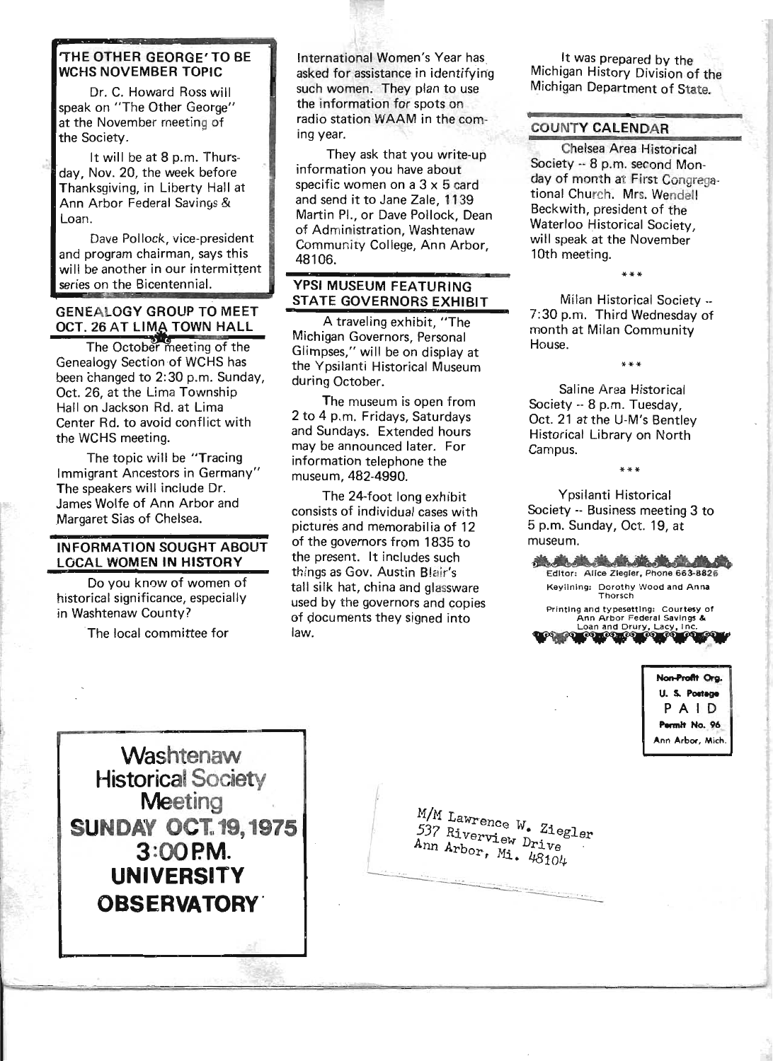## 'THE OTHER GEORGE' TO BE WCHS NOVEMBER TOPIC

Dr. C. Howard Ross will speak on "The Other George" at the November meeting of the Society.

It will be at 8 p.m. Thursday, Nov. 20, the week before Thanksgiving, in Liberty Hall at Ann Arbor Federal Savings & Loan.

Dave Pollock, vice-president and program chairman, says this will be another in our intermittent series on the Bicentennial.

## GENEALOGY GROUP TO MEET OCT. 26 AT LIMA TOWN HALL

The October meeting of the Genealogy Section of WCHS has been changed to 2:30 p.m. Sunday, Oct. 26, at the Lima Township Hall on Jackson Rd. at Lima Center Rd. to avoid conflict with the WCHS meeting.

The topic will be "Tracing Immigrant Ancestors in Germany" The speakers will include Dr. James Wolfe of Ann Arbor and Margaret Sias of Chelsea.

## INFORMATION SOUGHT ABOUT LOCAL WOMEN IN HISTORY

Do you know of women of historical significance, especially in Washtenaw County?

The local committee for International Women's Year has asked for assistance in identifying such women. They plan to use the information for spots on radio station WAAM in the coming year.

They ask that you write-up information you have about specific women on a 3 x 5 card and send it to Jane Zale, 1139 Martin Pl., or Dave Pollock, Dean of Administration, Washtenaw Community College, Ann Arbor, 48106.

## YPSI MUSEUM FEATURING STATE GOVERNORS EXHIBIT

A traveling exhibit, "The Michigan Governors, Personal Glimpses," will be on display at the Ypsilanti Historical Museum during October.

The museum is open from 2 to 4 p.m. Fridays, Saturdays and Sundays. Extended hours may be announced later. For information telephone the museum, 482-4990.

The 24-foot long exhibit consists of individual cases with pictures and memorabilia of 12 of the governors from 1835 to the present. It includes such things as Gov. Austin Blair's tall silk hat, china and glassware used by the governors and copies of documents they signed into law.

It was prepared by the Michigan History Division of the Michigan Department of State.

## COUNTY CALENDAR

Chelsea Area Historical Society -- 8 p.m. second Monday of month at First Congregational Church. Mrs. Wendell Beckwith, president of the Waterloo Historical Society, will speak at the November 10th meeting.

\* \* \*

Milan Historical Society -- 7:30 p.m. Third Wednesday of month at Milan Community House.

\* \* \*

Saline Area Historical Society -- 8 p.m. Tuesday, Oct. 21 at the U-M's Bentley Historical Library on North Campus.

\* \* \*

Ypsilanti Historical Society -- Business meeting 3 to 5 p.m. Sunday, Oct. 19, at museum.

Editor: Alice Ziegler, Phone 663-8826

Keylining: Dorothy Wood and Anna Thorsch

Printing and typesetting: Courtesy of Ann Arbor Federal Savings & Loan and Drury, Lacy, Inc.

Non-Profit Org.
U. S. Postage
PAID
Permit No. 96
Ann Arbor, Mich.

**Washtenaw Historical Society Meeting**

**SUNDAY OCT. 19, 1975**

**3:00 P.M.**

**UNIVERSITY OBSERVATORY**

M/M Lawrence W. Ziegler
537 Riverview Drive
Ann Arbor, Mi. 48104